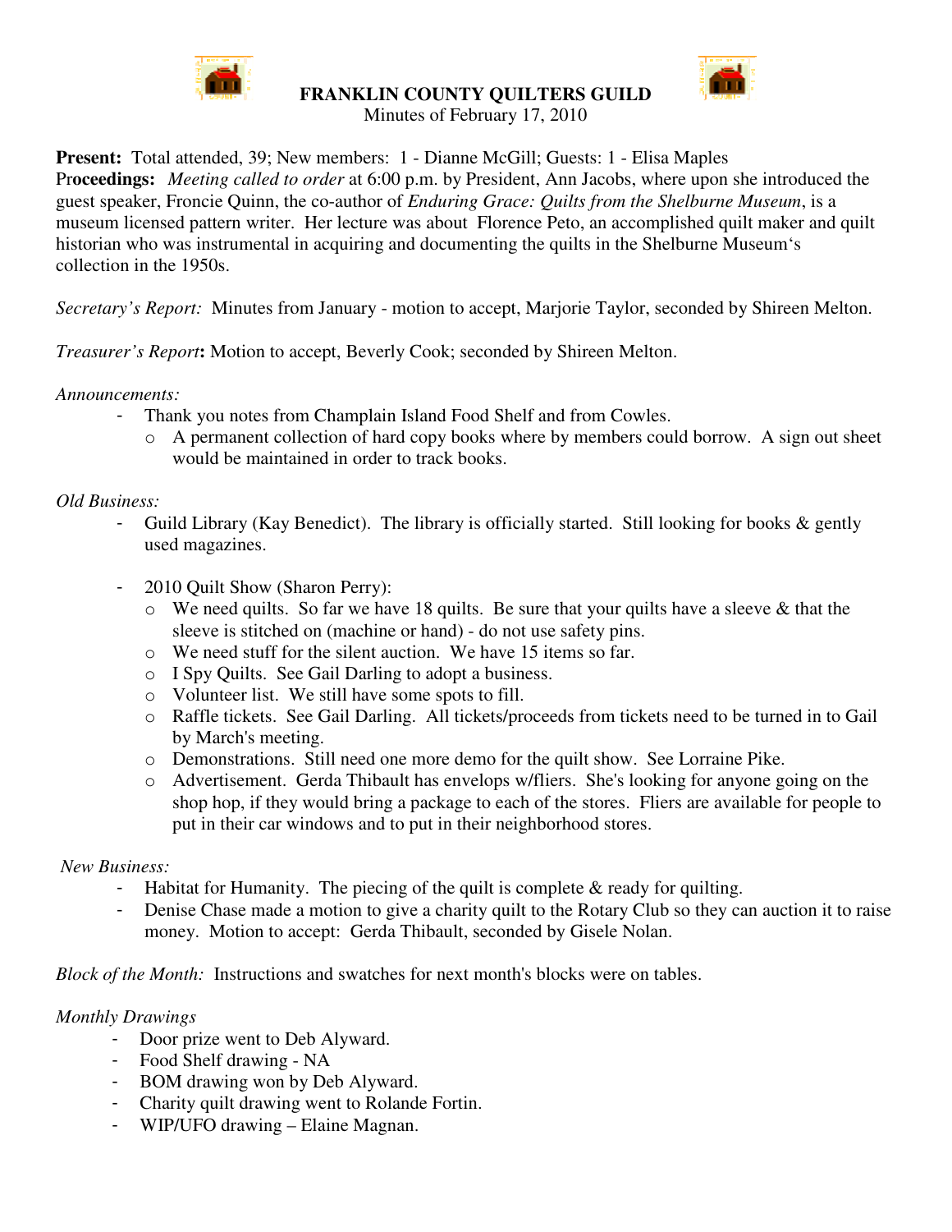# FRANKLIN COUNTY QUILTERS GUILD

Minutes of February 17, 2010

**Present:** Total attended, 39; New members: 1 - Dianne McGill; Guests: 1 - Elisa Maples
**Proceedings:** *Meeting called to order* at 6:00 p.m. by President, Ann Jacobs, where upon she introduced the guest speaker, Froncie Quinn, the co-author of *Enduring Grace: Quilts from the Shelburne Museum*, is a museum licensed pattern writer. Her lecture was about Florence Peto, an accomplished quilt maker and quilt historian who was instrumental in acquiring and documenting the quilts in the Shelburne Museum's collection in the 1950s.

*Secretary's Report:* Minutes from January - motion to accept, Marjorie Taylor, seconded by Shireen Melton.

*Treasurer's Report***:** Motion to accept, Beverly Cook; seconded by Shireen Melton.

*Announcements:*

- Thank you notes from Champlain Island Food Shelf and from Cowles.
  - A permanent collection of hard copy books where by members could borrow. A sign out sheet would be maintained in order to track books.

*Old Business:*

- Guild Library (Kay Benedict). The library is officially started. Still looking for books & gently used magazines.

- 2010 Quilt Show (Sharon Perry):
  - We need quilts. So far we have 18 quilts. Be sure that your quilts have a sleeve & that the sleeve is stitched on (machine or hand) - do not use safety pins.
  - We need stuff for the silent auction. We have 15 items so far.
  - I Spy Quilts. See Gail Darling to adopt a business.
  - Volunteer list. We still have some spots to fill.
  - Raffle tickets. See Gail Darling. All tickets/proceeds from tickets need to be turned in to Gail by March's meeting.
  - Demonstrations. Still need one more demo for the quilt show. See Lorraine Pike.
  - Advertisement. Gerda Thibault has envelops w/fliers. She's looking for anyone going on the shop hop, if they would bring a package to each of the stores. Fliers are available for people to put in their car windows and to put in their neighborhood stores.

*New Business:*

- Habitat for Humanity. The piecing of the quilt is complete & ready for quilting.
- Denise Chase made a motion to give a charity quilt to the Rotary Club so they can auction it to raise money. Motion to accept: Gerda Thibault, seconded by Gisele Nolan.

*Block of the Month:* Instructions and swatches for next month's blocks were on tables.

*Monthly Drawings*

- Door prize went to Deb Alyward.
- Food Shelf drawing - NA
- BOM drawing won by Deb Alyward.
- Charity quilt drawing went to Rolande Fortin.
- WIP/UFO drawing – Elaine Magnan.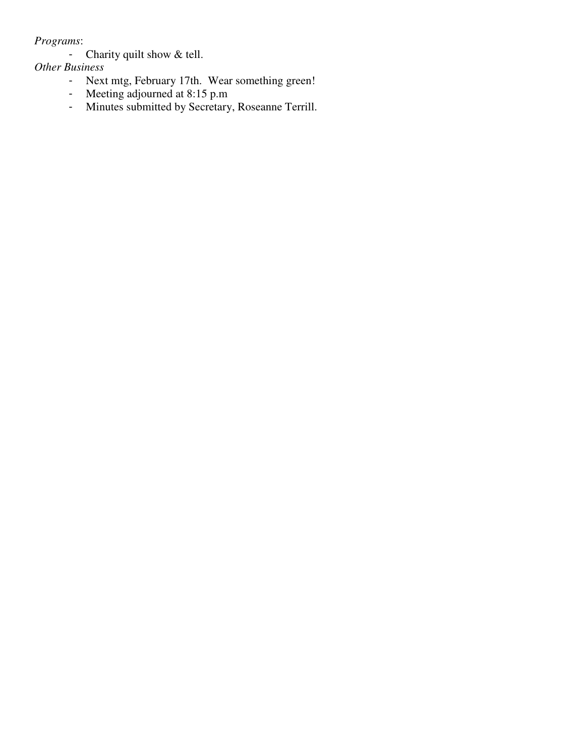*Programs*:

- Charity quilt show & tell.

*Other Business*

- Next mtg, February 17th.  Wear something green!
- Meeting adjourned at 8:15 p.m
- Minutes submitted by Secretary, Roseanne Terrill.